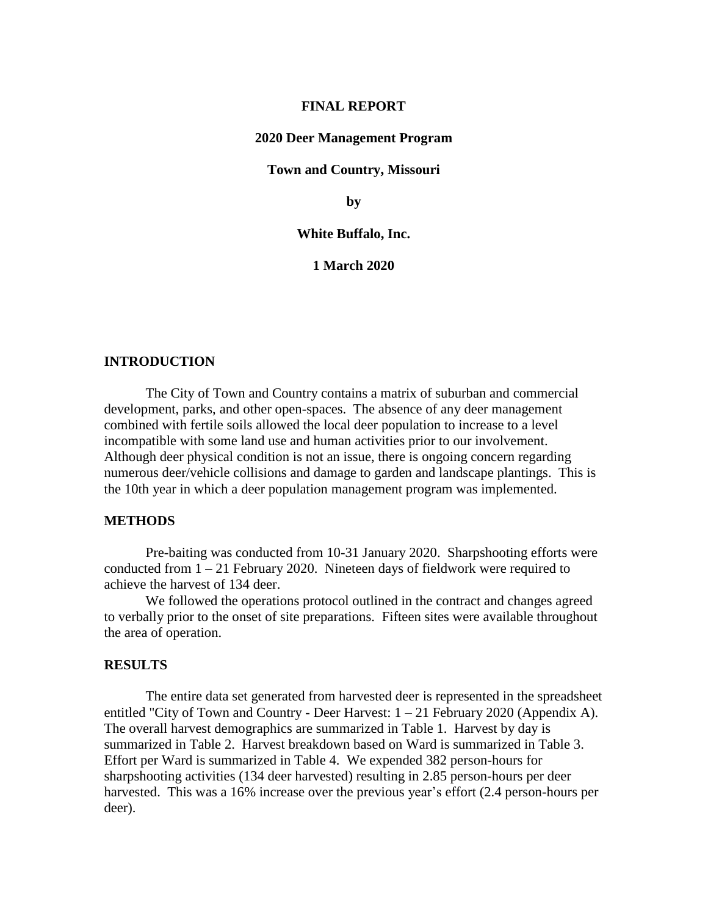**FINAL REPORT**

**2020 Deer Management Program**

**Town and Country, Missouri**

**by**

**White Buffalo, Inc.**

**1 March 2020**

## INTRODUCTION

The City of Town and Country contains a matrix of suburban and commercial development, parks, and other open-spaces. The absence of any deer management combined with fertile soils allowed the local deer population to increase to a level incompatible with some land use and human activities prior to our involvement. Although deer physical condition is not an issue, there is ongoing concern regarding numerous deer/vehicle collisions and damage to garden and landscape plantings. This is the 10th year in which a deer population management program was implemented.

## METHODS

Pre-baiting was conducted from 10-31 January 2020. Sharpshooting efforts were conducted from 1 – 21 February 2020. Nineteen days of fieldwork were required to achieve the harvest of 134 deer.

We followed the operations protocol outlined in the contract and changes agreed to verbally prior to the onset of site preparations. Fifteen sites were available throughout the area of operation.

## RESULTS

The entire data set generated from harvested deer is represented in the spreadsheet entitled "City of Town and Country - Deer Harvest: 1 – 21 February 2020 (Appendix A). The overall harvest demographics are summarized in Table 1. Harvest by day is summarized in Table 2. Harvest breakdown based on Ward is summarized in Table 3. Effort per Ward is summarized in Table 4. We expended 382 person-hours for sharpshooting activities (134 deer harvested) resulting in 2.85 person-hours per deer harvested. This was a 16% increase over the previous year's effort (2.4 person-hours per deer).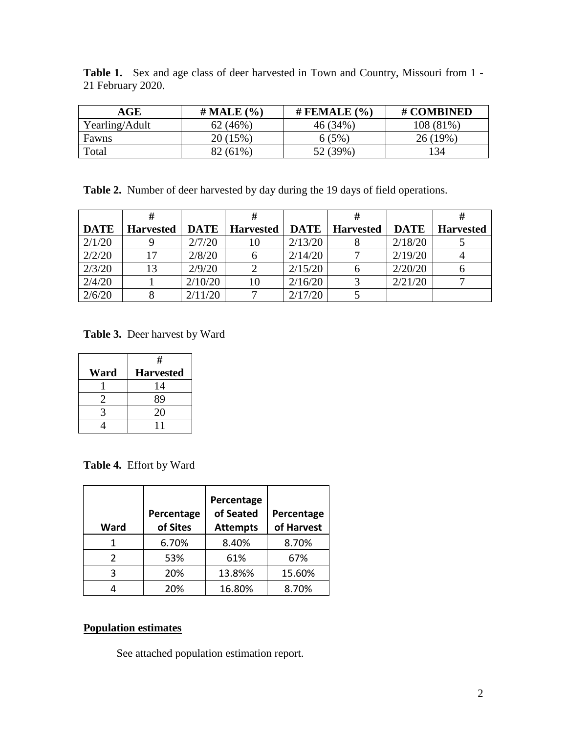**Table 1.** Sex and age class of deer harvested in Town and Country, Missouri from 1 - 21 February 2020.

| AGE | # MALE (%) | # FEMALE (%) | # COMBINED |
|---|---|---|---|
| Yearling/Adult | 62 (46%) | 46 (34%) | 108 (81%) |
| Fawns | 20 (15%) | 6 (5%) | 26 (19%) |
| Total | 82 (61%) | 52 (39%) | 134 |

**Table 2.** Number of deer harvested by day during the 19 days of field operations.

| DATE | # Harvested | DATE | # Harvested | DATE | # Harvested | DATE | # Harvested |
|---|---|---|---|---|---|---|---|
| 2/1/20 | 9 | 2/7/20 | 10 | 2/13/20 | 8 | 2/18/20 | 5 |
| 2/2/20 | 17 | 2/8/20 | 6 | 2/14/20 | 7 | 2/19/20 | 4 |
| 2/3/20 | 13 | 2/9/20 | 2 | 2/15/20 | 6 | 2/20/20 | 6 |
| 2/4/20 | 1 | 2/10/20 | 10 | 2/16/20 | 3 | 2/21/20 | 7 |
| 2/6/20 | 8 | 2/11/20 | 7 | 2/17/20 | 5 | | |

**Table 3.** Deer harvest by Ward

| Ward | # Harvested |
|---|---|
| 1 | 14 |
| 2 | 89 |
| 3 | 20 |
| 4 | 11 |

**Table 4.** Effort by Ward

| Ward | Percentage of Sites | Percentage of Seated Attempts | Percentage of Harvest |
|---|---|---|---|
| 1 | 6.70% | 8.40% | 8.70% |
| 2 | 53% | 61% | 67% |
| 3 | 20% | 13.8%% | 15.60% |
| 4 | 20% | 16.80% | 8.70% |

**Population estimates**

See attached population estimation report.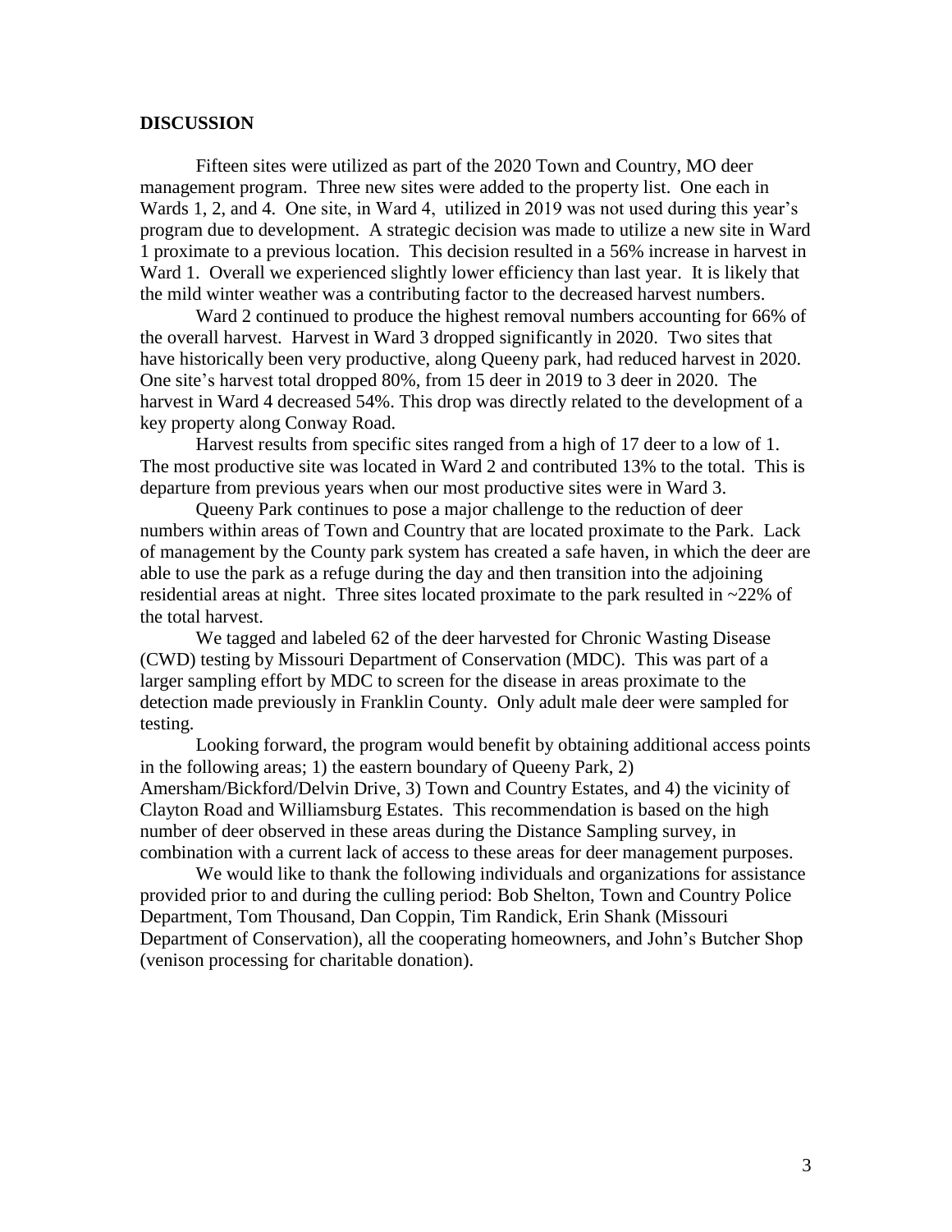## DISCUSSION

Fifteen sites were utilized as part of the 2020 Town and Country, MO deer management program. Three new sites were added to the property list. One each in Wards 1, 2, and 4. One site, in Ward 4, utilized in 2019 was not used during this year's program due to development. A strategic decision was made to utilize a new site in Ward 1 proximate to a previous location. This decision resulted in a 56% increase in harvest in Ward 1. Overall we experienced slightly lower efficiency than last year. It is likely that the mild winter weather was a contributing factor to the decreased harvest numbers.

Ward 2 continued to produce the highest removal numbers accounting for 66% of the overall harvest. Harvest in Ward 3 dropped significantly in 2020. Two sites that have historically been very productive, along Queeny park, had reduced harvest in 2020. One site's harvest total dropped 80%, from 15 deer in 2019 to 3 deer in 2020. The harvest in Ward 4 decreased 54%. This drop was directly related to the development of a key property along Conway Road.

Harvest results from specific sites ranged from a high of 17 deer to a low of 1. The most productive site was located in Ward 2 and contributed 13% to the total. This is departure from previous years when our most productive sites were in Ward 3.

Queeny Park continues to pose a major challenge to the reduction of deer numbers within areas of Town and Country that are located proximate to the Park. Lack of management by the County park system has created a safe haven, in which the deer are able to use the park as a refuge during the day and then transition into the adjoining residential areas at night. Three sites located proximate to the park resulted in ~22% of the total harvest.

We tagged and labeled 62 of the deer harvested for Chronic Wasting Disease (CWD) testing by Missouri Department of Conservation (MDC). This was part of a larger sampling effort by MDC to screen for the disease in areas proximate to the detection made previously in Franklin County. Only adult male deer were sampled for testing.

Looking forward, the program would benefit by obtaining additional access points in the following areas; 1) the eastern boundary of Queeny Park, 2) Amersham/Bickford/Delvin Drive, 3) Town and Country Estates, and 4) the vicinity of Clayton Road and Williamsburg Estates. This recommendation is based on the high number of deer observed in these areas during the Distance Sampling survey, in combination with a current lack of access to these areas for deer management purposes.

We would like to thank the following individuals and organizations for assistance provided prior to and during the culling period: Bob Shelton, Town and Country Police Department, Tom Thousand, Dan Coppin, Tim Randick, Erin Shank (Missouri Department of Conservation), all the cooperating homeowners, and John's Butcher Shop (venison processing for charitable donation).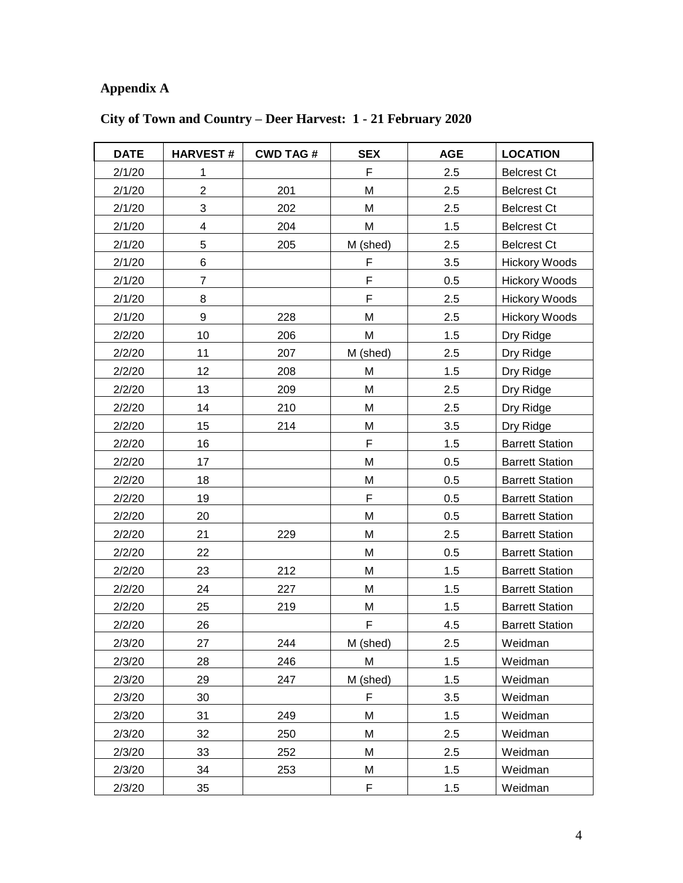## Appendix A

### City of Town and Country – Deer Harvest: 1 - 21 February 2020

| DATE | HARVEST # | CWD TAG # | SEX | AGE | LOCATION |
|---|---|---|---|---|---|
| 2/1/20 | 1 | | F | 2.5 | Belcrest Ct |
| 2/1/20 | 2 | 201 | M | 2.5 | Belcrest Ct |
| 2/1/20 | 3 | 202 | M | 2.5 | Belcrest Ct |
| 2/1/20 | 4 | 204 | M | 1.5 | Belcrest Ct |
| 2/1/20 | 5 | 205 | M (shed) | 2.5 | Belcrest Ct |
| 2/1/20 | 6 | | F | 3.5 | Hickory Woods |
| 2/1/20 | 7 | | F | 0.5 | Hickory Woods |
| 2/1/20 | 8 | | F | 2.5 | Hickory Woods |
| 2/1/20 | 9 | 228 | M | 2.5 | Hickory Woods |
| 2/2/20 | 10 | 206 | M | 1.5 | Dry Ridge |
| 2/2/20 | 11 | 207 | M (shed) | 2.5 | Dry Ridge |
| 2/2/20 | 12 | 208 | M | 1.5 | Dry Ridge |
| 2/2/20 | 13 | 209 | M | 2.5 | Dry Ridge |
| 2/2/20 | 14 | 210 | M | 2.5 | Dry Ridge |
| 2/2/20 | 15 | 214 | M | 3.5 | Dry Ridge |
| 2/2/20 | 16 | | F | 1.5 | Barrett Station |
| 2/2/20 | 17 | | M | 0.5 | Barrett Station |
| 2/2/20 | 18 | | M | 0.5 | Barrett Station |
| 2/2/20 | 19 | | F | 0.5 | Barrett Station |
| 2/2/20 | 20 | | M | 0.5 | Barrett Station |
| 2/2/20 | 21 | 229 | M | 2.5 | Barrett Station |
| 2/2/20 | 22 | | M | 0.5 | Barrett Station |
| 2/2/20 | 23 | 212 | M | 1.5 | Barrett Station |
| 2/2/20 | 24 | 227 | M | 1.5 | Barrett Station |
| 2/2/20 | 25 | 219 | M | 1.5 | Barrett Station |
| 2/2/20 | 26 | | F | 4.5 | Barrett Station |
| 2/3/20 | 27 | 244 | M (shed) | 2.5 | Weidman |
| 2/3/20 | 28 | 246 | M | 1.5 | Weidman |
| 2/3/20 | 29 | 247 | M (shed) | 1.5 | Weidman |
| 2/3/20 | 30 | | F | 3.5 | Weidman |
| 2/3/20 | 31 | 249 | M | 1.5 | Weidman |
| 2/3/20 | 32 | 250 | M | 2.5 | Weidman |
| 2/3/20 | 33 | 252 | M | 2.5 | Weidman |
| 2/3/20 | 34 | 253 | M | 1.5 | Weidman |
| 2/3/20 | 35 | | F | 1.5 | Weidman |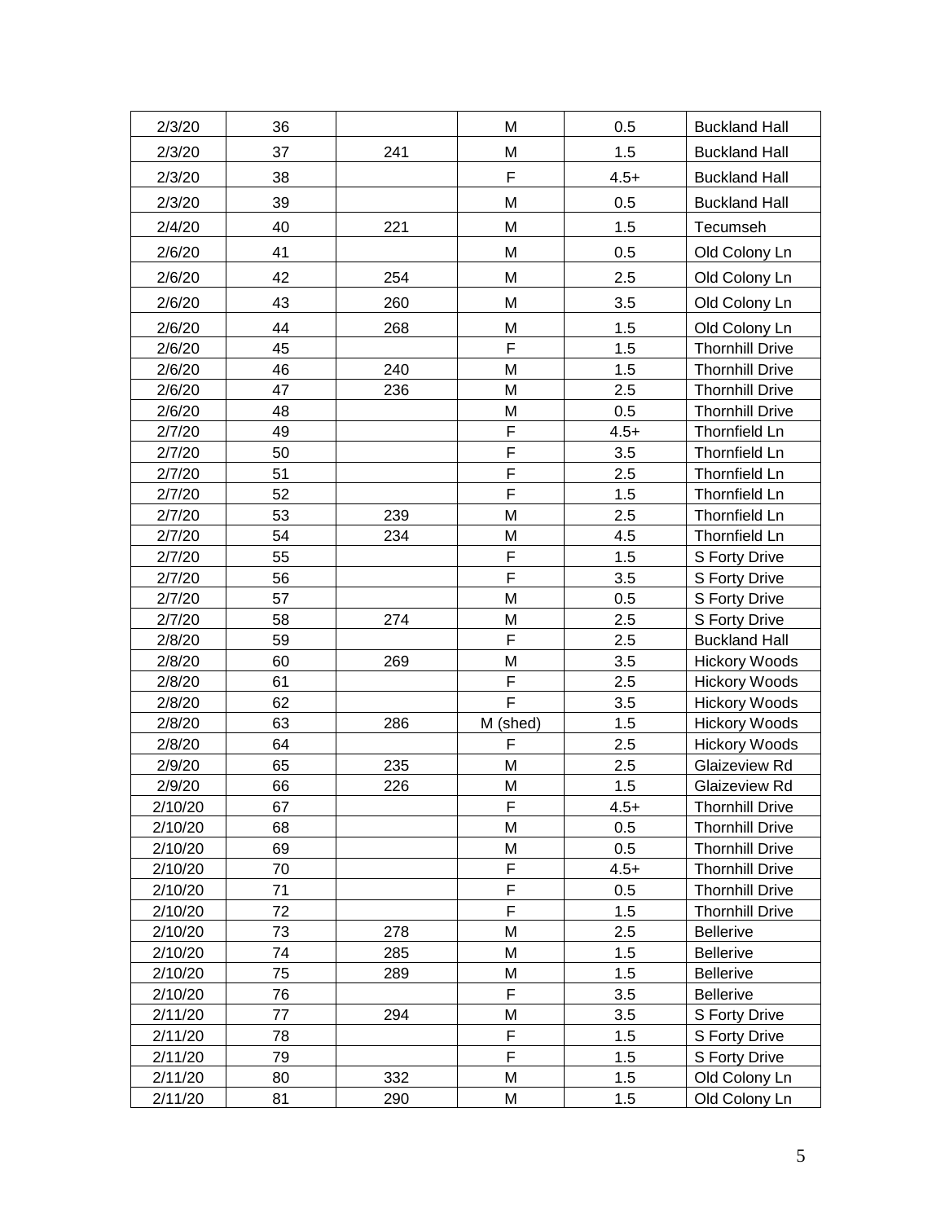| | | | | | |
|---|---|---|---|---|---|
| 2/3/20 | 36 | | M | 0.5 | Buckland Hall |
| 2/3/20 | 37 | 241 | M | 1.5 | Buckland Hall |
| 2/3/20 | 38 | | F | 4.5+ | Buckland Hall |
| 2/3/20 | 39 | | M | 0.5 | Buckland Hall |
| 2/4/20 | 40 | 221 | M | 1.5 | Tecumseh |
| 2/6/20 | 41 | | M | 0.5 | Old Colony Ln |
| 2/6/20 | 42 | 254 | M | 2.5 | Old Colony Ln |
| 2/6/20 | 43 | 260 | M | 3.5 | Old Colony Ln |
| 2/6/20 | 44 | 268 | M | 1.5 | Old Colony Ln |
| 2/6/20 | 45 | | F | 1.5 | Thornhill Drive |
| 2/6/20 | 46 | 240 | M | 1.5 | Thornhill Drive |
| 2/6/20 | 47 | 236 | M | 2.5 | Thornhill Drive |
| 2/6/20 | 48 | | M | 0.5 | Thornhill Drive |
| 2/7/20 | 49 | | F | 4.5+ | Thornfield Ln |
| 2/7/20 | 50 | | F | 3.5 | Thornfield Ln |
| 2/7/20 | 51 | | F | 2.5 | Thornfield Ln |
| 2/7/20 | 52 | | F | 1.5 | Thornfield Ln |
| 2/7/20 | 53 | 239 | M | 2.5 | Thornfield Ln |
| 2/7/20 | 54 | 234 | M | 4.5 | Thornfield Ln |
| 2/7/20 | 55 | | F | 1.5 | S Forty Drive |
| 2/7/20 | 56 | | F | 3.5 | S Forty Drive |
| 2/7/20 | 57 | | M | 0.5 | S Forty Drive |
| 2/7/20 | 58 | 274 | M | 2.5 | S Forty Drive |
| 2/8/20 | 59 | | F | 2.5 | Buckland Hall |
| 2/8/20 | 60 | 269 | M | 3.5 | Hickory Woods |
| 2/8/20 | 61 | | F | 2.5 | Hickory Woods |
| 2/8/20 | 62 | | F | 3.5 | Hickory Woods |
| 2/8/20 | 63 | 286 | M (shed) | 1.5 | Hickory Woods |
| 2/8/20 | 64 | | F | 2.5 | Hickory Woods |
| 2/9/20 | 65 | 235 | M | 2.5 | Glaizeview Rd |
| 2/9/20 | 66 | 226 | M | 1.5 | Glaizeview Rd |
| 2/10/20 | 67 | | F | 4.5+ | Thornhill Drive |
| 2/10/20 | 68 | | M | 0.5 | Thornhill Drive |
| 2/10/20 | 69 | | M | 0.5 | Thornhill Drive |
| 2/10/20 | 70 | | F | 4.5+ | Thornhill Drive |
| 2/10/20 | 71 | | F | 0.5 | Thornhill Drive |
| 2/10/20 | 72 | | F | 1.5 | Thornhill Drive |
| 2/10/20 | 73 | 278 | M | 2.5 | Bellerive |
| 2/10/20 | 74 | 285 | M | 1.5 | Bellerive |
| 2/10/20 | 75 | 289 | M | 1.5 | Bellerive |
| 2/10/20 | 76 | | F | 3.5 | Bellerive |
| 2/11/20 | 77 | 294 | M | 3.5 | S Forty Drive |
| 2/11/20 | 78 | | F | 1.5 | S Forty Drive |
| 2/11/20 | 79 | | F | 1.5 | S Forty Drive |
| 2/11/20 | 80 | 332 | M | 1.5 | Old Colony Ln |
| 2/11/20 | 81 | 290 | M | 1.5 | Old Colony Ln |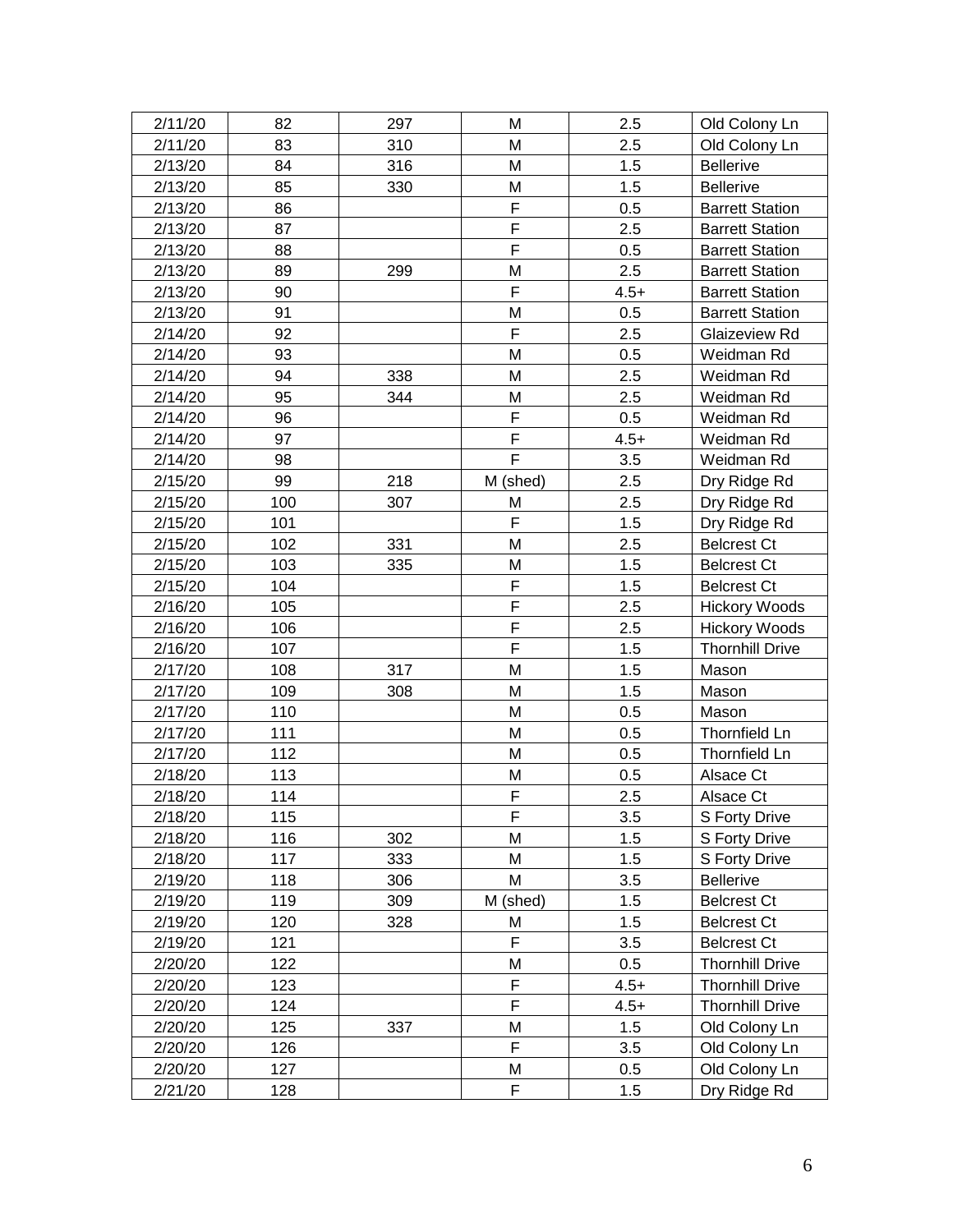| 2/11/20 | 82 | 297 | M | 2.5 | Old Colony Ln |
|---|---|---|---|---|---|
| 2/11/20 | 83 | 310 | M | 2.5 | Old Colony Ln |
| 2/13/20 | 84 | 316 | M | 1.5 | Bellerive |
| 2/13/20 | 85 | 330 | M | 1.5 | Bellerive |
| 2/13/20 | 86 | | F | 0.5 | Barrett Station |
| 2/13/20 | 87 | | F | 2.5 | Barrett Station |
| 2/13/20 | 88 | | F | 0.5 | Barrett Station |
| 2/13/20 | 89 | 299 | M | 2.5 | Barrett Station |
| 2/13/20 | 90 | | F | 4.5+ | Barrett Station |
| 2/13/20 | 91 | | M | 0.5 | Barrett Station |
| 2/14/20 | 92 | | F | 2.5 | Glaizeview Rd |
| 2/14/20 | 93 | | M | 0.5 | Weidman Rd |
| 2/14/20 | 94 | 338 | M | 2.5 | Weidman Rd |
| 2/14/20 | 95 | 344 | M | 2.5 | Weidman Rd |
| 2/14/20 | 96 | | F | 0.5 | Weidman Rd |
| 2/14/20 | 97 | | F | 4.5+ | Weidman Rd |
| 2/14/20 | 98 | | F | 3.5 | Weidman Rd |
| 2/15/20 | 99 | 218 | M (shed) | 2.5 | Dry Ridge Rd |
| 2/15/20 | 100 | 307 | M | 2.5 | Dry Ridge Rd |
| 2/15/20 | 101 | | F | 1.5 | Dry Ridge Rd |
| 2/15/20 | 102 | 331 | M | 2.5 | Belcrest Ct |
| 2/15/20 | 103 | 335 | M | 1.5 | Belcrest Ct |
| 2/15/20 | 104 | | F | 1.5 | Belcrest Ct |
| 2/16/20 | 105 | | F | 2.5 | Hickory Woods |
| 2/16/20 | 106 | | F | 2.5 | Hickory Woods |
| 2/16/20 | 107 | | F | 1.5 | Thornhill Drive |
| 2/17/20 | 108 | 317 | M | 1.5 | Mason |
| 2/17/20 | 109 | 308 | M | 1.5 | Mason |
| 2/17/20 | 110 | | M | 0.5 | Mason |
| 2/17/20 | 111 | | M | 0.5 | Thornfield Ln |
| 2/17/20 | 112 | | M | 0.5 | Thornfield Ln |
| 2/18/20 | 113 | | M | 0.5 | Alsace Ct |
| 2/18/20 | 114 | | F | 2.5 | Alsace Ct |
| 2/18/20 | 115 | | F | 3.5 | S Forty Drive |
| 2/18/20 | 116 | 302 | M | 1.5 | S Forty Drive |
| 2/18/20 | 117 | 333 | M | 1.5 | S Forty Drive |
| 2/19/20 | 118 | 306 | M | 3.5 | Bellerive |
| 2/19/20 | 119 | 309 | M (shed) | 1.5 | Belcrest Ct |
| 2/19/20 | 120 | 328 | M | 1.5 | Belcrest Ct |
| 2/19/20 | 121 | | F | 3.5 | Belcrest Ct |
| 2/20/20 | 122 | | M | 0.5 | Thornhill Drive |
| 2/20/20 | 123 | | F | 4.5+ | Thornhill Drive |
| 2/20/20 | 124 | | F | 4.5+ | Thornhill Drive |
| 2/20/20 | 125 | 337 | M | 1.5 | Old Colony Ln |
| 2/20/20 | 126 | | F | 3.5 | Old Colony Ln |
| 2/20/20 | 127 | | M | 0.5 | Old Colony Ln |
| 2/21/20 | 128 | | F | 1.5 | Dry Ridge Rd |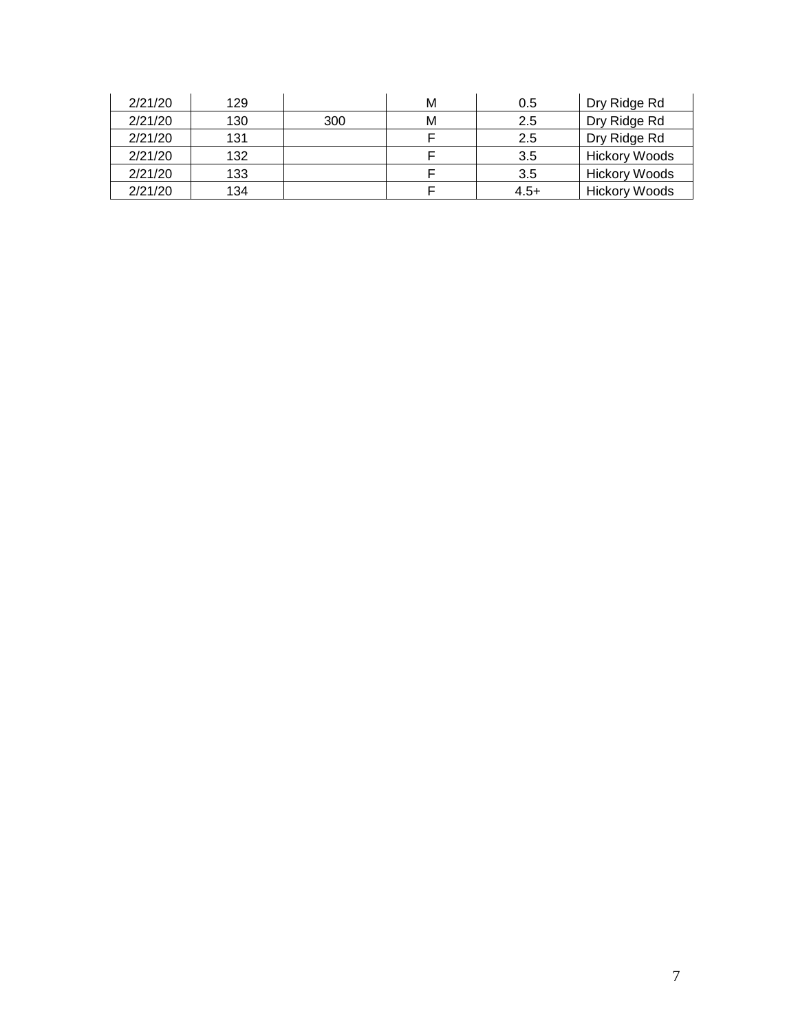| | | | | | |
|---|---|---|---|---|---|
| 2/21/20 | 129 | | M | 0.5 | Dry Ridge Rd |
| 2/21/20 | 130 | 300 | M | 2.5 | Dry Ridge Rd |
| 2/21/20 | 131 | | F | 2.5 | Dry Ridge Rd |
| 2/21/20 | 132 | | F | 3.5 | Hickory Woods |
| 2/21/20 | 133 | | F | 3.5 | Hickory Woods |
| 2/21/20 | 134 | | F | 4.5+ | Hickory Woods |